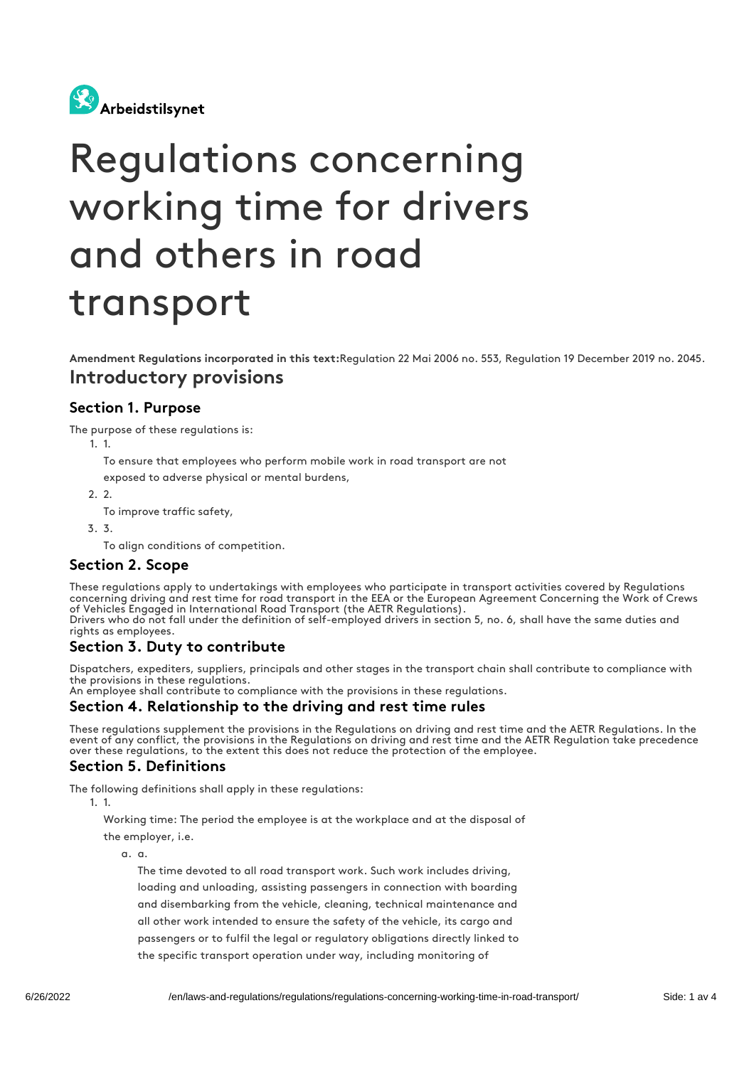Arbeidstilsynet

# Regulations concerning working time for drivers and others in road transport

**Amendment Regulations incorporated in this text:** Regulation 22 Mai 2006 no. 553, Regulation 19 December 2019 no. 2045.

## Introductory provisions

### Section 1. Purpose

The purpose of these regulations is:

1. To ensure that employees who perform mobile work in road transport are not exposed to adverse physical or mental burdens,
2. To improve traffic safety,
3. To align conditions of competition.

### Section 2. Scope

These regulations apply to undertakings with employees who participate in transport activities covered by Regulations concerning driving and rest time for road transport in the EEA or the European Agreement Concerning the Work of Crews of Vehicles Engaged in International Road Transport (the AETR Regulations).
Drivers who do not fall under the definition of self-employed drivers in section 5, no. 6, shall have the same duties and rights as employees.

### Section 3. Duty to contribute

Dispatchers, expediters, suppliers, principals and other stages in the transport chain shall contribute to compliance with the provisions in these regulations.
An employee shall contribute to compliance with the provisions in these regulations.

### Section 4. Relationship to the driving and rest time rules

These regulations supplement the provisions in the Regulations on driving and rest time and the AETR Regulations. In the event of any conflict, the provisions in the Regulations on driving and rest time and the AETR Regulation take precedence over these regulations, to the extent this does not reduce the protection of the employee.

### Section 5. Definitions

The following definitions shall apply in these regulations:

1. Working time: The period the employee is at the workplace and at the disposal of the employer, i.e.
   a. The time devoted to all road transport work. Such work includes driving, loading and unloading, assisting passengers in connection with boarding and disembarking from the vehicle, cleaning, technical maintenance and all other work intended to ensure the safety of the vehicle, its cargo and passengers or to fulfil the legal or regulatory obligations directly linked to the specific transport operation under way, including monitoring of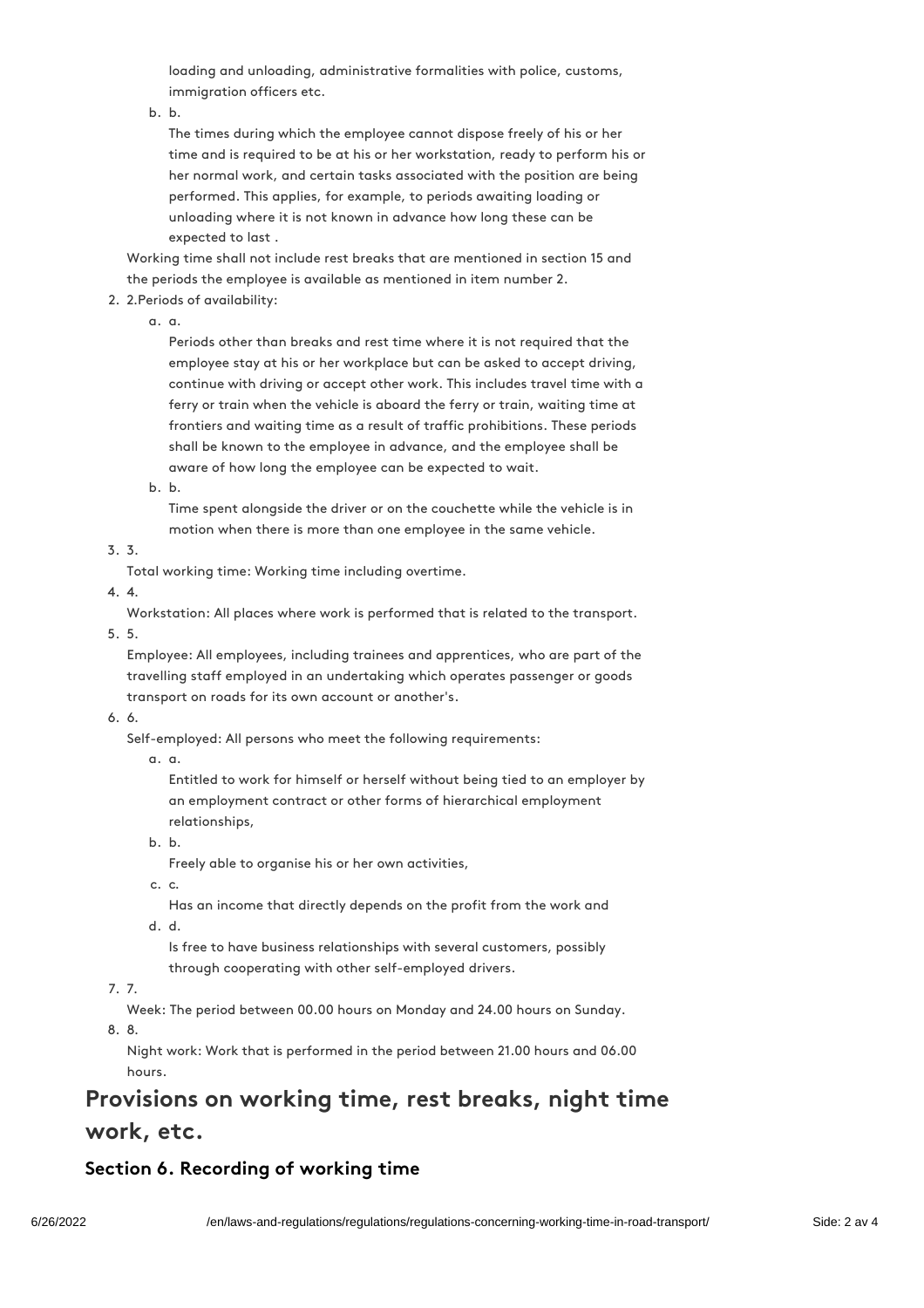loading and unloading, administrative formalities with police, customs, immigration officers etc.

   b. The times during which the employee cannot dispose freely of his or her time and is required to be at his or her workstation, ready to perform his or her normal work, and certain tasks associated with the position are being performed. This applies, for example, to periods awaiting loading or unloading where it is not known in advance how long these can be expected to last .

   Working time shall not include rest breaks that are mentioned in section 15 and the periods the employee is available as mentioned in item number 2.

2. Periods of availability:
   a. Periods other than breaks and rest time where it is not required that the employee stay at his or her workplace but can be asked to accept driving, continue with driving or accept other work. This includes travel time with a ferry or train when the vehicle is aboard the ferry or train, waiting time at frontiers and waiting time as a result of traffic prohibitions. These periods shall be known to the employee in advance, and the employee shall be aware of how long the employee can be expected to wait.
   b. Time spent alongside the driver or on the couchette while the vehicle is in motion when there is more than one employee in the same vehicle.
3. Total working time: Working time including overtime.
4. Workstation: All places where work is performed that is related to the transport.
5. Employee: All employees, including trainees and apprentices, who are part of the travelling staff employed in an undertaking which operates passenger or goods transport on roads for its own account or another's.
6. Self-employed: All persons who meet the following requirements:
   a. Entitled to work for himself or herself without being tied to an employer by an employment contract or other forms of hierarchical employment relationships,
   b. Freely able to organise his or her own activities,
   c. Has an income that directly depends on the profit from the work and
   d. Is free to have business relationships with several customers, possibly through cooperating with other self-employed drivers.
7. Week: The period between 00.00 hours on Monday and 24.00 hours on Sunday.
8. Night work: Work that is performed in the period between 21.00 hours and 06.00 hours.

## Provisions on working time, rest breaks, night time work, etc.

### Section 6. Recording of working time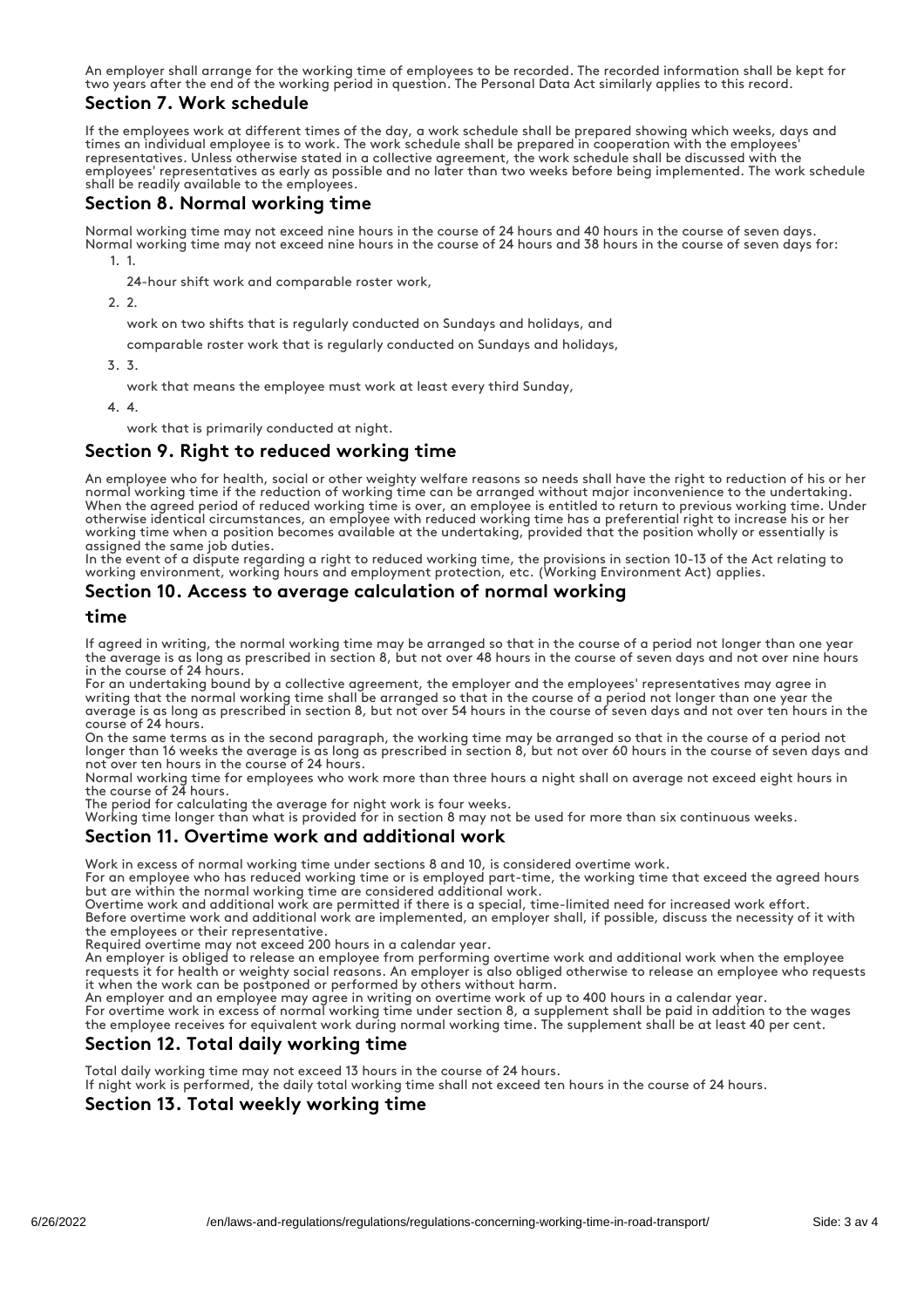An employer shall arrange for the working time of employees to be recorded. The recorded information shall be kept for two years after the end of the working period in question. The Personal Data Act similarly applies to this record.

## Section 7. Work schedule

If the employees work at different times of the day, a work schedule shall be prepared showing which weeks, days and times an individual employee is to work. The work schedule shall be prepared in cooperation with the employees' representatives. Unless otherwise stated in a collective agreement, the work schedule shall be discussed with the employees' representatives as early as possible and no later than two weeks before being implemented. The work schedule shall be readily available to the employees.

## Section 8. Normal working time

Normal working time may not exceed nine hours in the course of 24 hours and 40 hours in the course of seven days. Normal working time may not exceed nine hours in the course of 24 hours and 38 hours in the course of seven days for:

1. 1.

   24-hour shift work and comparable roster work,

2. 2.

   work on two shifts that is regularly conducted on Sundays and holidays, and

   comparable roster work that is regularly conducted on Sundays and holidays,

3. 3.

   work that means the employee must work at least every third Sunday,

4. 4.

   work that is primarily conducted at night.

## Section 9. Right to reduced working time

An employee who for health, social or other weighty welfare reasons so needs shall have the right to reduction of his or her normal working time if the reduction of working time can be arranged without major inconvenience to the undertaking. When the agreed period of reduced working time is over, an employee is entitled to return to previous working time. Under otherwise identical circumstances, an employee with reduced working time has a preferential right to increase his or her working time when a position becomes available at the undertaking, provided that the position wholly or essentially is assigned the same job duties.

In the event of a dispute regarding a right to reduced working time, the provisions in section 10-13 of the Act relating to working environment, working hours and employment protection, etc. (Working Environment Act) applies.

## Section 10. Access to average calculation of normal working time

If agreed in writing, the normal working time may be arranged so that in the course of a period not longer than one year the average is as long as prescribed in section 8, but not over 48 hours in the course of seven days and not over nine hours in the course of 24 hours.

For an undertaking bound by a collective agreement, the employer and the employees' representatives may agree in writing that the normal working time shall be arranged so that in the course of a period not longer than one year the average is as long as prescribed in section 8, but not over 54 hours in the course of seven days and not over ten hours in the course of 24 hours.

On the same terms as in the second paragraph, the working time may be arranged so that in the course of a period not longer than 16 weeks the average is as long as prescribed in section 8, but not over 60 hours in the course of seven days and not over ten hours in the course of 24 hours.

Normal working time for employees who work more than three hours a night shall on average not exceed eight hours in the course of 24 hours.

The period for calculating the average for night work is four weeks.

Working time longer than what is provided for in section 8 may not be used for more than six continuous weeks.

## Section 11. Overtime work and additional work

Work in excess of normal working time under sections 8 and 10, is considered overtime work.

For an employee who has reduced working time or is employed part-time, the working time that exceed the agreed hours but are within the normal working time are considered additional work.

Overtime work and additional work are permitted if there is a special, time-limited need for increased work effort.

Before overtime work and additional work are implemented, an employer shall, if possible, discuss the necessity of it with the employees or their representative.

Required overtime may not exceed 200 hours in a calendar year.

An employer is obliged to release an employee from performing overtime work and additional work when the employee requests it for health or weighty social reasons. An employer is also obliged otherwise to release an employee who requests it when the work can be postponed or performed by others without harm.

An employer and an employee may agree in writing on overtime work of up to 400 hours in a calendar year.

For overtime work in excess of normal working time under section 8, a supplement shall be paid in addition to the wages the employee receives for equivalent work during normal working time. The supplement shall be at least 40 per cent.

## Section 12. Total daily working time

Total daily working time may not exceed 13 hours in the course of 24 hours.

If night work is performed, the daily total working time shall not exceed ten hours in the course of 24 hours.

## Section 13. Total weekly working time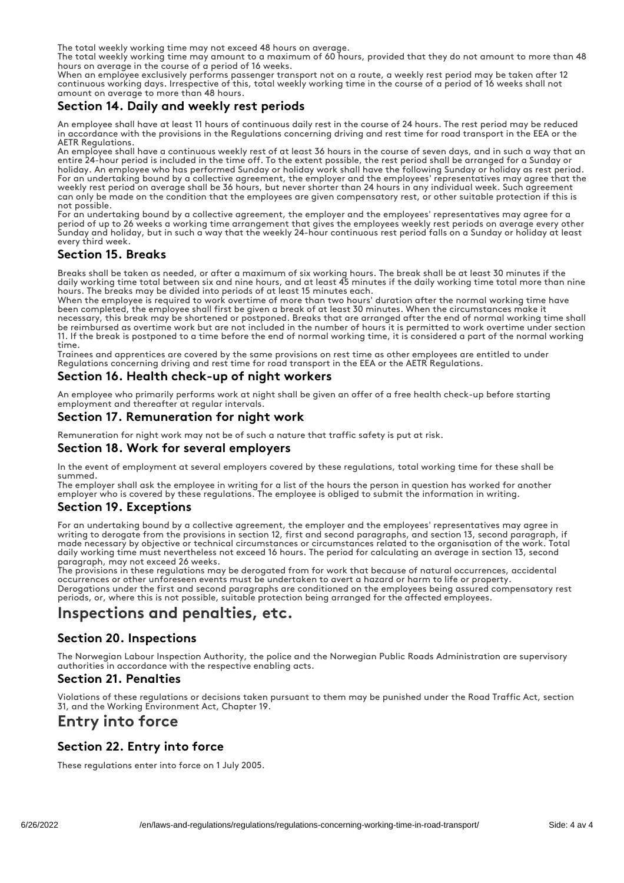The total weekly working time may not exceed 48 hours on average.
The total weekly working time may amount to a maximum of 60 hours, provided that they do not amount to more than 48 hours on average in the course of a period of 16 weeks.
When an employee exclusively performs passenger transport not on a route, a weekly rest period may be taken after 12 continuous working days. Irrespective of this, total weekly working time in the course of a period of 16 weeks shall not amount on average to more than 48 hours.

### Section 14. Daily and weekly rest periods

An employee shall have at least 11 hours of continuous daily rest in the course of 24 hours. The rest period may be reduced in accordance with the provisions in the Regulations concerning driving and rest time for road transport in the EEA or the AETR Regulations.
An employee shall have a continuous weekly rest of at least 36 hours in the course of seven days, and in such a way that an entire 24-hour period is included in the time off. To the extent possible, the rest period shall be arranged for a Sunday or holiday. An employee who has performed Sunday or holiday work shall have the following Sunday or holiday as rest period. For an undertaking bound by a collective agreement, the employer and the employees' representatives may agree that the weekly rest period on average shall be 36 hours, but never shorter than 24 hours in any individual week. Such agreement can only be made on the condition that the employees are given compensatory rest, or other suitable protection if this is not possible.
For an undertaking bound by a collective agreement, the employer and the employees' representatives may agree for a period of up to 26 weeks a working time arrangement that gives the employees weekly rest periods on average every other Sunday and holiday, but in such a way that the weekly 24-hour continuous rest period falls on a Sunday or holiday at least every third week.

### Section 15. Breaks

Breaks shall be taken as needed, or after a maximum of six working hours. The break shall be at least 30 minutes if the daily working time total between six and nine hours, and at least 45 minutes if the daily working time total more than nine hours. The breaks may be divided into periods of at least 15 minutes each.
When the employee is required to work overtime of more than two hours' duration after the normal working time have been completed, the employee shall first be given a break of at least 30 minutes. When the circumstances make it necessary, this break may be shortened or postponed. Breaks that are arranged after the end of normal working time shall be reimbursed as overtime work but are not included in the number of hours it is permitted to work overtime under section 11. If the break is postponed to a time before the end of normal working time, it is considered a part of the normal working time.
Trainees and apprentices are covered by the same provisions on rest time as other employees are entitled to under Regulations concerning driving and rest time for road transport in the EEA or the AETR Regulations.

### Section 16. Health check-up of night workers

An employee who primarily performs work at night shall be given an offer of a free health check-up before starting employment and thereafter at regular intervals.

### Section 17. Remuneration for night work

Remuneration for night work may not be of such a nature that traffic safety is put at risk.

### Section 18. Work for several employers

In the event of employment at several employers covered by these regulations, total working time for these shall be summed.
The employer shall ask the employee in writing for a list of the hours the person in question has worked for another employer who is covered by these regulations. The employee is obliged to submit the information in writing.

### Section 19. Exceptions

For an undertaking bound by a collective agreement, the employer and the employees' representatives may agree in writing to derogate from the provisions in section 12, first and second paragraphs, and section 13, second paragraph, if made necessary by objective or technical circumstances or circumstances related to the organisation of the work. Total daily working time must nevertheless not exceed 16 hours. The period for calculating an average in section 13, second paragraph, may not exceed 26 weeks.
The provisions in these regulations may be derogated from for work that because of natural occurrences, accidental occurrences or other unforeseen events must be undertaken to avert a hazard or harm to life or property.
Derogations under the first and second paragraphs are conditioned on the employees being assured compensatory rest periods, or, where this is not possible, suitable protection being arranged for the affected employees.

## Inspections and penalties, etc.

### Section 20. Inspections

The Norwegian Labour Inspection Authority, the police and the Norwegian Public Roads Administration are supervisory authorities in accordance with the respective enabling acts.

### Section 21. Penalties

Violations of these regulations or decisions taken pursuant to them may be punished under the Road Traffic Act, section 31, and the Working Environment Act, Chapter 19.

## Entry into force

### Section 22. Entry into force

These regulations enter into force on 1 July 2005.